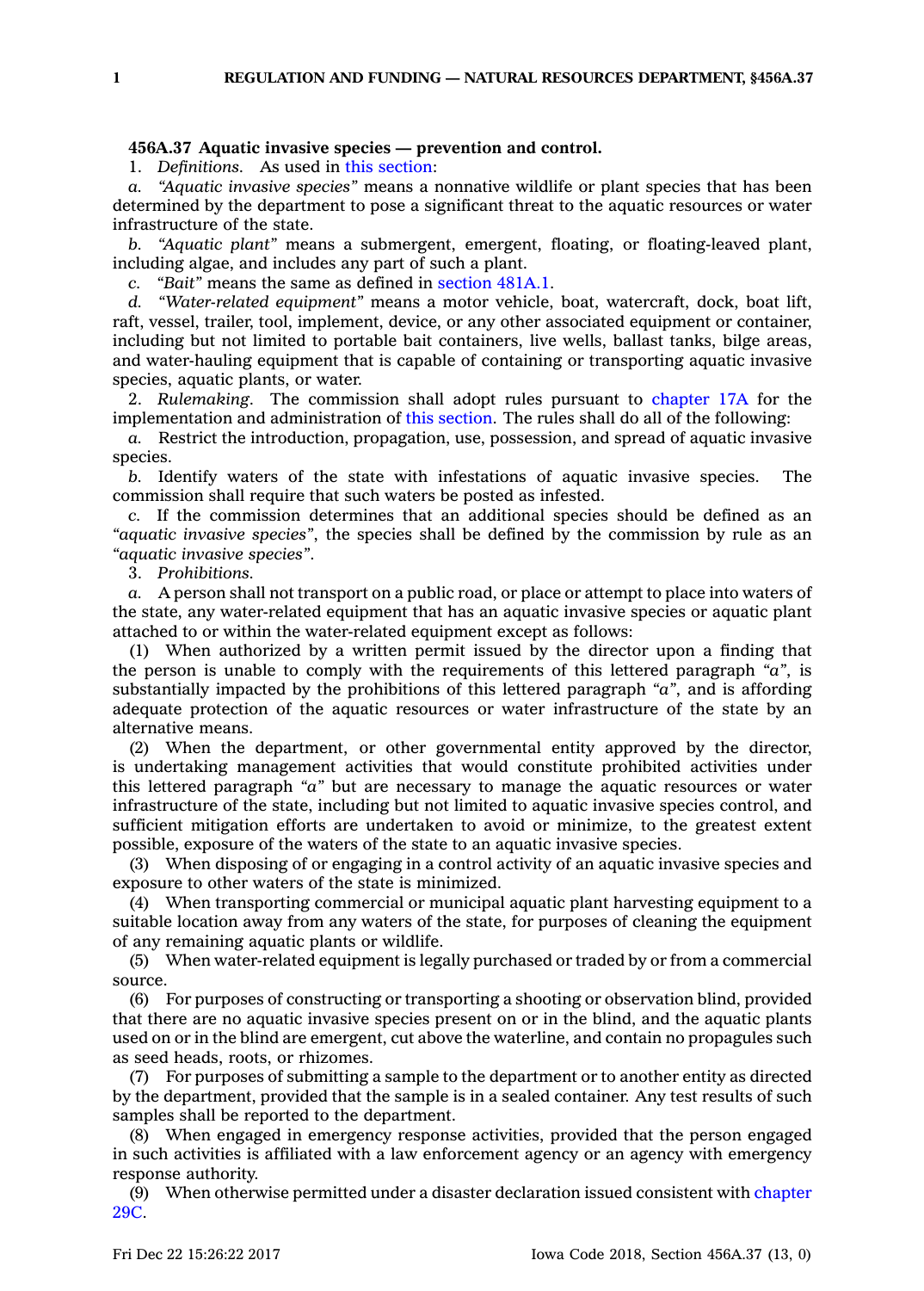**456A.37 Aquatic invasive species — prevention and control.**

1. *Definitions.* As used in this section:

*a.* *"Aquatic invasive species"* means a nonnative wildlife or plant species that has been determined by the department to pose a significant threat to the aquatic resources or water infrastructure of the state.

*b.* *"Aquatic plant"* means a submergent, emergent, floating, or floating-leaved plant, including algae, and includes any part of such a plant.

*c.* *"Bait"* means the same as defined in section 481A.1.

*d.* *"Water-related equipment"* means a motor vehicle, boat, watercraft, dock, boat lift, raft, vessel, trailer, tool, implement, device, or any other associated equipment or container, including but not limited to portable bait containers, live wells, ballast tanks, bilge areas, and water-hauling equipment that is capable of containing or transporting aquatic invasive species, aquatic plants, or water.

2. *Rulemaking.* The commission shall adopt rules pursuant to chapter 17A for the implementation and administration of this section. The rules shall do all of the following:

*a.* Restrict the introduction, propagation, use, possession, and spread of aquatic invasive species.

*b.* Identify waters of the state with infestations of aquatic invasive species. The commission shall require that such waters be posted as infested.

*c.* If the commission determines that an additional species should be defined as an *"aquatic invasive species"*, the species shall be defined by the commission by rule as an *"aquatic invasive species"*.

3. *Prohibitions.*

*a.* A person shall not transport on a public road, or place or attempt to place into waters of the state, any water-related equipment that has an aquatic invasive species or aquatic plant attached to or within the water-related equipment except as follows:

(1) When authorized by a written permit issued by the director upon a finding that the person is unable to comply with the requirements of this lettered paragraph *"a"*, is substantially impacted by the prohibitions of this lettered paragraph *"a"*, and is affording adequate protection of the aquatic resources or water infrastructure of the state by an alternative means.

(2) When the department, or other governmental entity approved by the director, is undertaking management activities that would constitute prohibited activities under this lettered paragraph *"a"* but are necessary to manage the aquatic resources or water infrastructure of the state, including but not limited to aquatic invasive species control, and sufficient mitigation efforts are undertaken to avoid or minimize, to the greatest extent possible, exposure of the waters of the state to an aquatic invasive species.

(3) When disposing of or engaging in a control activity of an aquatic invasive species and exposure to other waters of the state is minimized.

(4) When transporting commercial or municipal aquatic plant harvesting equipment to a suitable location away from any waters of the state, for purposes of cleaning the equipment of any remaining aquatic plants or wildlife.

(5) When water-related equipment is legally purchased or traded by or from a commercial source.

(6) For purposes of constructing or transporting a shooting or observation blind, provided that there are no aquatic invasive species present on or in the blind, and the aquatic plants used on or in the blind are emergent, cut above the waterline, and contain no propagules such as seed heads, roots, or rhizomes.

(7) For purposes of submitting a sample to the department or to another entity as directed by the department, provided that the sample is in a sealed container. Any test results of such samples shall be reported to the department.

(8) When engaged in emergency response activities, provided that the person engaged in such activities is affiliated with a law enforcement agency or an agency with emergency response authority.

(9) When otherwise permitted under a disaster declaration issued consistent with chapter 29C.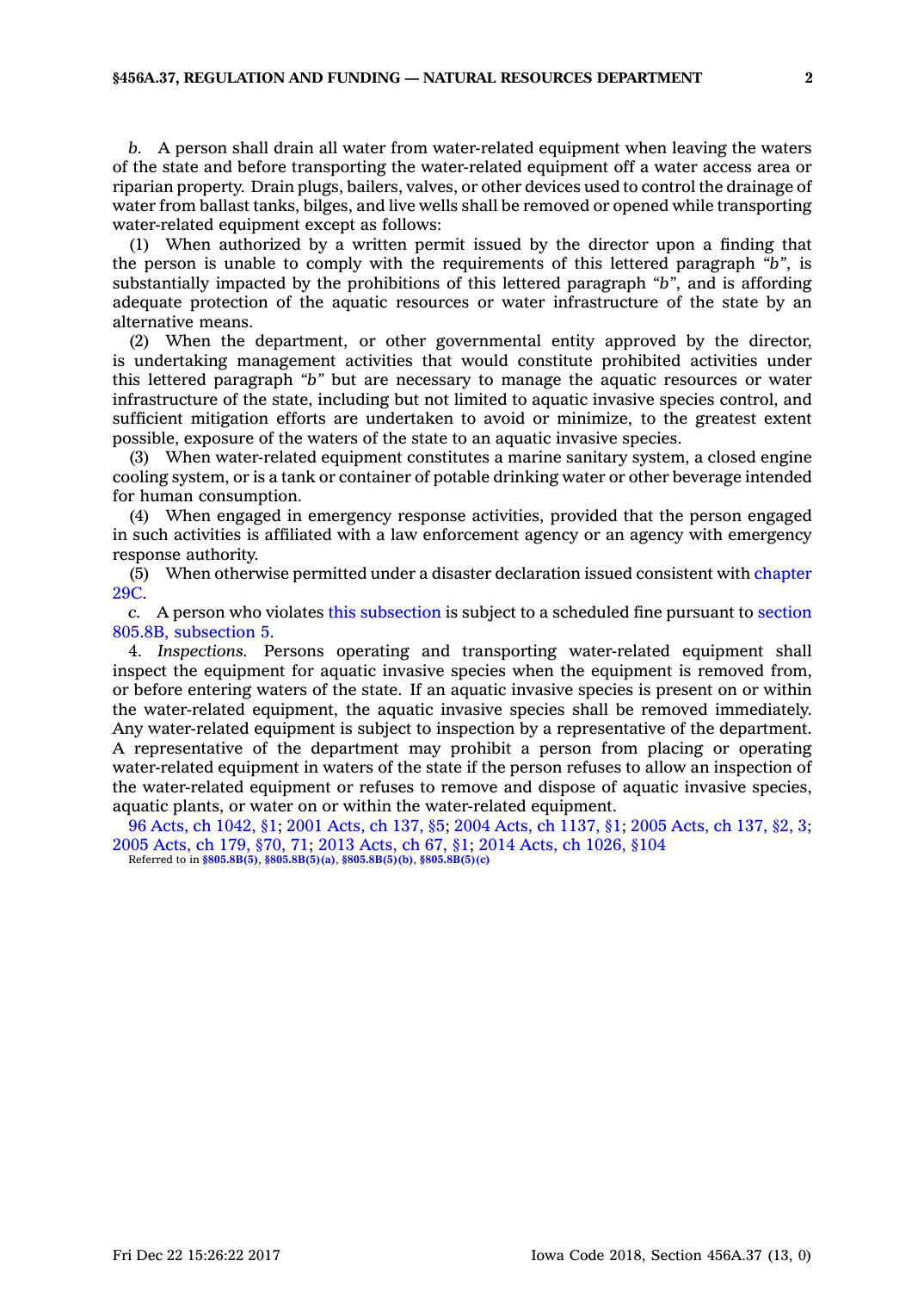*b.* A person shall drain all water from water-related equipment when leaving the waters of the state and before transporting the water-related equipment off a water access area or riparian property. Drain plugs, bailers, valves, or other devices used to control the drainage of water from ballast tanks, bilges, and live wells shall be removed or opened while transporting water-related equipment except as follows:

(1) When authorized by a written permit issued by the director upon a finding that the person is unable to comply with the requirements of this lettered paragraph *"b"*, is substantially impacted by the prohibitions of this lettered paragraph *"b"*, and is affording adequate protection of the aquatic resources or water infrastructure of the state by an alternative means.

(2) When the department, or other governmental entity approved by the director, is undertaking management activities that would constitute prohibited activities under this lettered paragraph *"b"* but are necessary to manage the aquatic resources or water infrastructure of the state, including but not limited to aquatic invasive species control, and sufficient mitigation efforts are undertaken to avoid or minimize, to the greatest extent possible, exposure of the waters of the state to an aquatic invasive species.

(3) When water-related equipment constitutes a marine sanitary system, a closed engine cooling system, or is a tank or container of potable drinking water or other beverage intended for human consumption.

(4) When engaged in emergency response activities, provided that the person engaged in such activities is affiliated with a law enforcement agency or an agency with emergency response authority.

(5) When otherwise permitted under a disaster declaration issued consistent with chapter 29C.

*c.* A person who violates this subsection is subject to a scheduled fine pursuant to section 805.8B, subsection 5.

4. *Inspections.* Persons operating and transporting water-related equipment shall inspect the equipment for aquatic invasive species when the equipment is removed from, or before entering waters of the state. If an aquatic invasive species is present on or within the water-related equipment, the aquatic invasive species shall be removed immediately. Any water-related equipment is subject to inspection by a representative of the department. A representative of the department may prohibit a person from placing or operating water-related equipment in waters of the state if the person refuses to allow an inspection of the water-related equipment or refuses to remove and dispose of aquatic invasive species, aquatic plants, or water on or within the water-related equipment.

96 Acts, ch 1042, §1; 2001 Acts, ch 137, §5; 2004 Acts, ch 1137, §1; 2005 Acts, ch 137, §2, 3; 2005 Acts, ch 179, §70, 71; 2013 Acts, ch 67, §1; 2014 Acts, ch 1026, §104

Referred to in **§805.8B(5)**, **§805.8B(5)(a)**, **§805.8B(5)(b)**, **§805.8B(5)(c)**